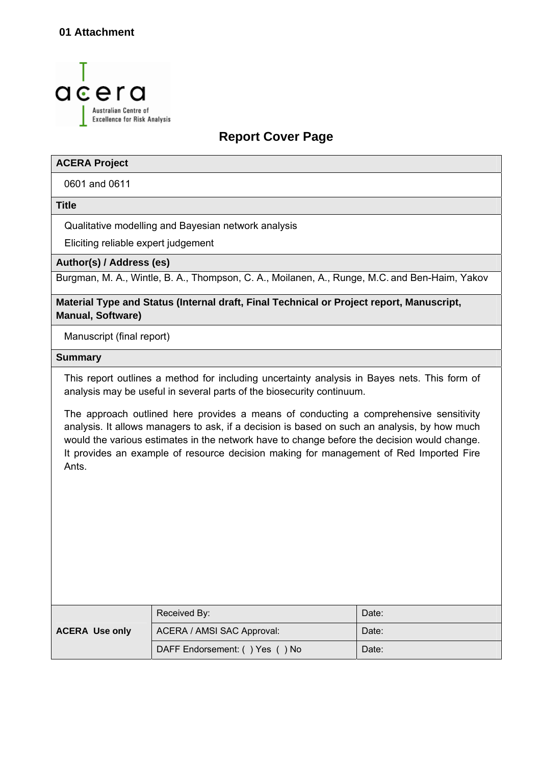**01 Attachment**

acera

Australian Centre of Excellence for Risk Analysis

# Report Cover Page

| **ACERA Project** |
|---|
| 0601 and 0611 |
| **Title** |
| Qualitative modelling and Bayesian network analysis<br>Eliciting reliable expert judgement |
| **Author(s) / Address (es)** |
| Burgman, M. A., Wintle, B. A., Thompson, C. A., Moilanen, A., Runge, M.C. and Ben-Haim, Yakov |
| **Material Type and Status (Internal draft, Final Technical or Project report, Manuscript, Manual, Software)** |
| Manuscript (final report) |
| **Summary** |
| This report outlines a method for including uncertainty analysis in Bayes nets. This form of analysis may be useful in several parts of the biosecurity continuum.<br><br>The approach outlined here provides a means of conducting a comprehensive sensitivity analysis. It allows managers to ask, if a decision is based on such an analysis, by how much would the various estimates in the network have to change before the decision would change. It provides an example of resource decision making for management of Red Imported Fire Ants. |

| **ACERA Use only** | Received By: | Date: |
|---|---|---|
| | ACERA / AMSI SAC Approval: | Date: |
| | DAFF Endorsement: ( ) Yes ( ) No | Date: |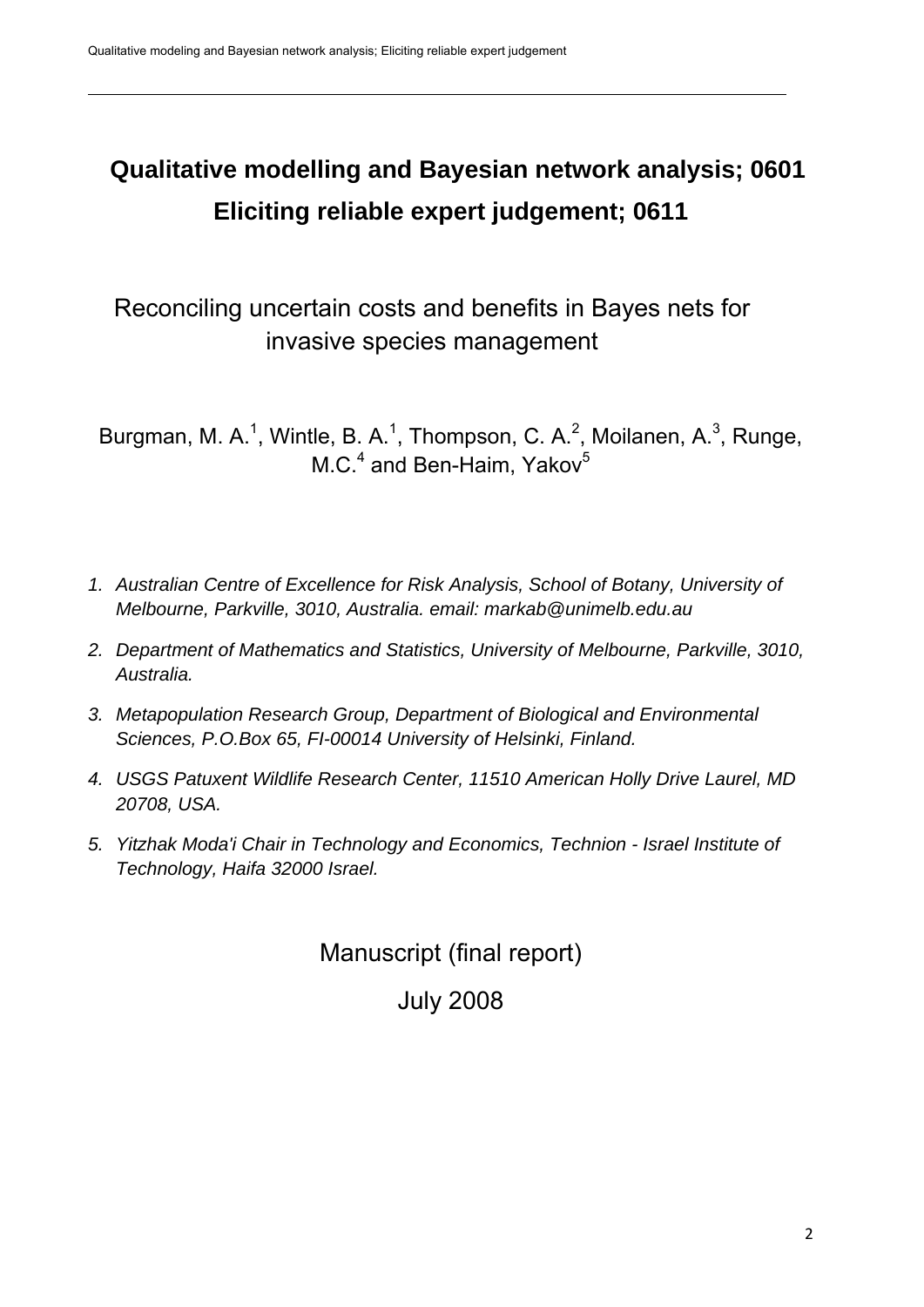# Qualitative modelling and Bayesian network analysis; 0601
# Eliciting reliable expert judgement; 0611

## Reconciling uncertain costs and benefits in Bayes nets for invasive species management

Burgman, M. A.[1], Wintle, B. A.[1], Thompson, C. A.[2], Moilanen, A.[3], Runge, M.C.[4] and Ben-Haim, Yakov[5]

1. *Australian Centre of Excellence for Risk Analysis, School of Botany, University of Melbourne, Parkville, 3010, Australia. email: markab@unimelb.edu.au*
2. *Department of Mathematics and Statistics, University of Melbourne, Parkville, 3010, Australia.*
3. *Metapopulation Research Group, Department of Biological and Environmental Sciences, P.O.Box 65, FI-00014 University of Helsinki, Finland.*
4. *USGS Patuxent Wildlife Research Center, 11510 American Holly Drive Laurel, MD 20708, USA.*
5. *Yitzhak Moda'i Chair in Technology and Economics, Technion - Israel Institute of Technology, Haifa 32000 Israel.*

Manuscript (final report)

July 2008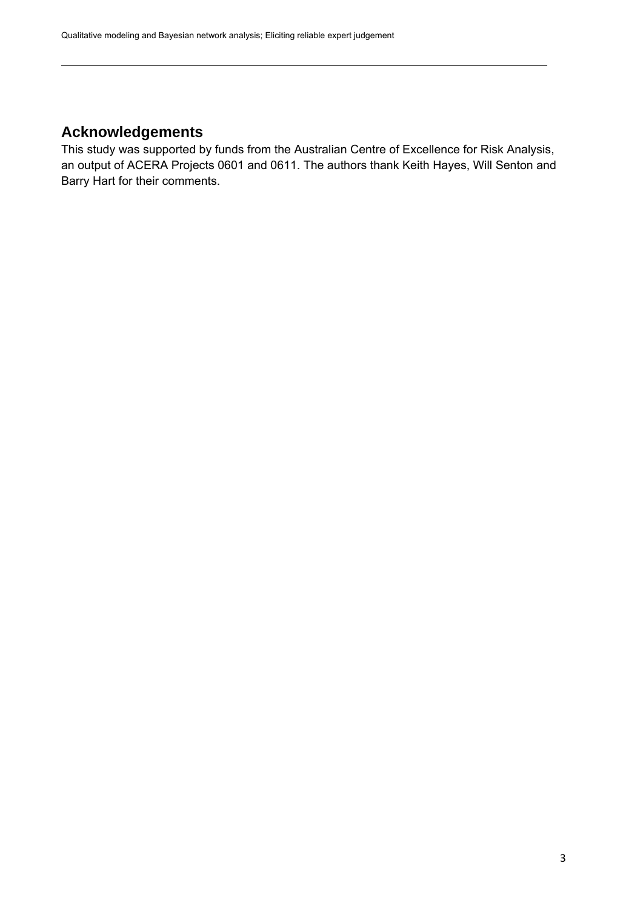## Acknowledgements

This study was supported by funds from the Australian Centre of Excellence for Risk Analysis, an output of ACERA Projects 0601 and 0611. The authors thank Keith Hayes, Will Senton and Barry Hart for their comments.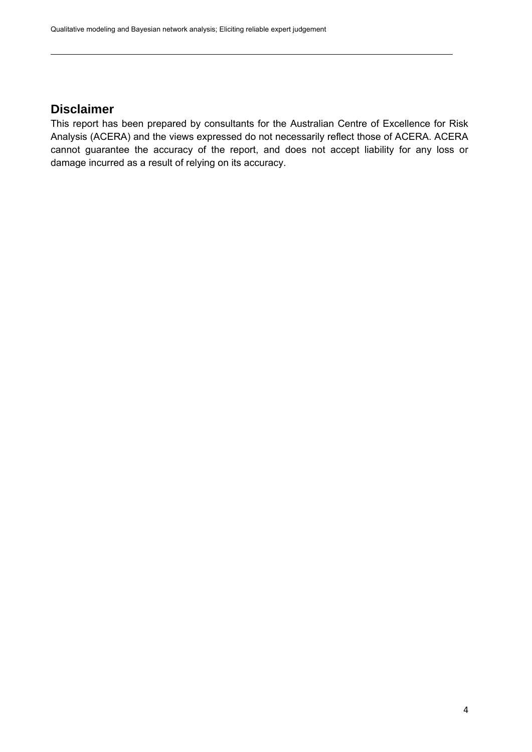## Disclaimer

This report has been prepared by consultants for the Australian Centre of Excellence for Risk Analysis (ACERA) and the views expressed do not necessarily reflect those of ACERA. ACERA cannot guarantee the accuracy of the report, and does not accept liability for any loss or damage incurred as a result of relying on its accuracy.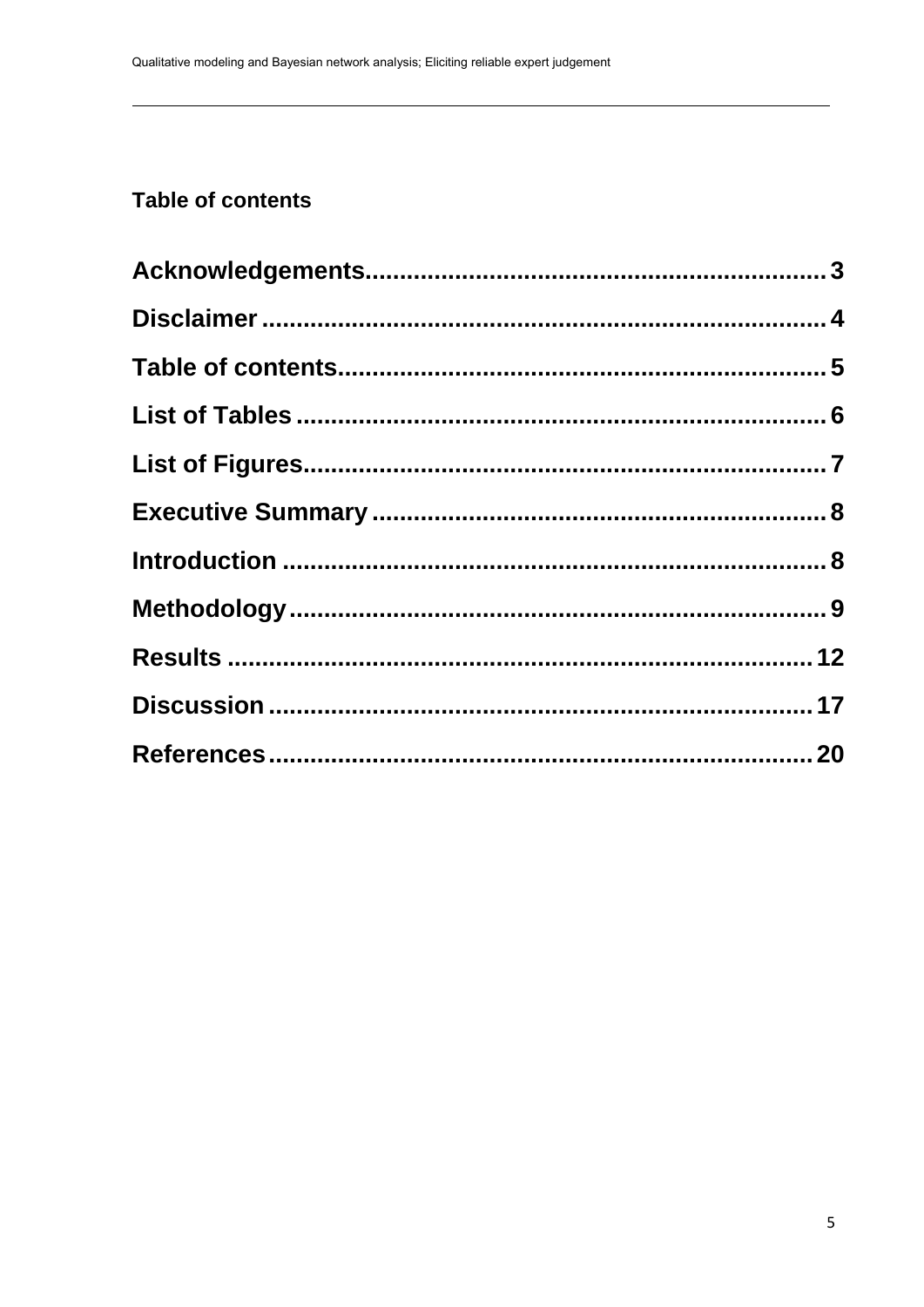## Table of contents

**Acknowledgements** .................................................... 3

**Disclaimer** .................................................... 4

**Table of contents** .................................................... 5

**List of Tables** .................................................... 6

**List of Figures** .................................................... 7

**Executive Summary** .................................................... 8

**Introduction** .................................................... 8

**Methodology** .................................................... 9

**Results** .................................................... 12

**Discussion** .................................................... 17

**References** .................................................... 20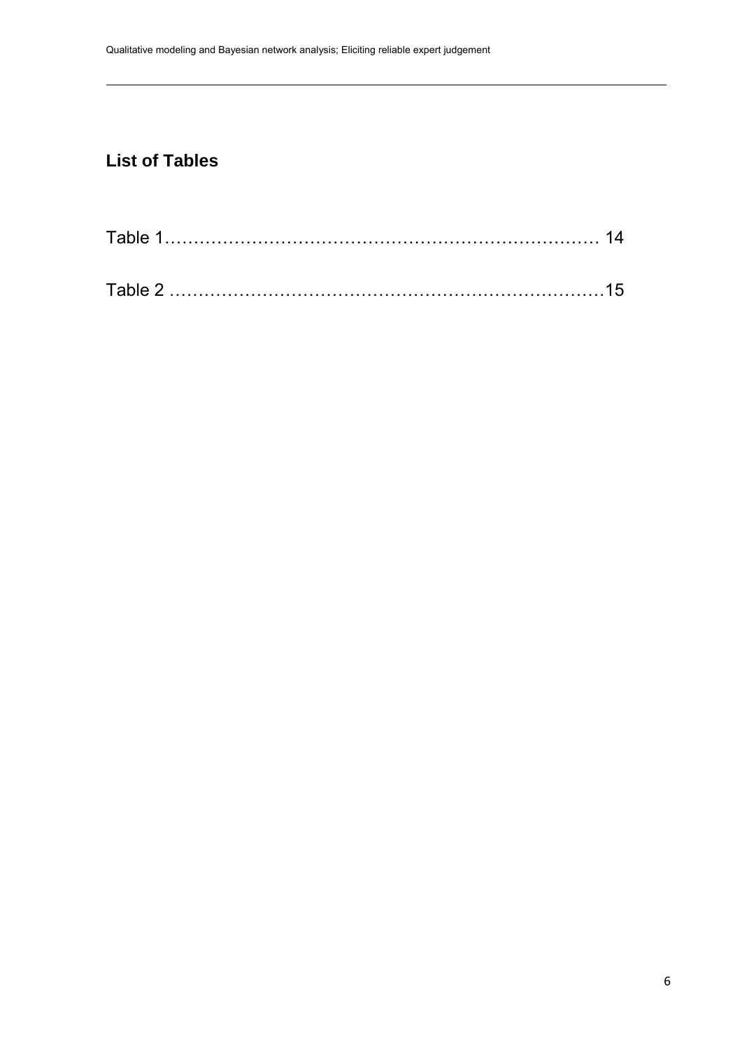## List of Tables

Table 1………………………………………………………………… 14

Table 2 …………………………………………………………………15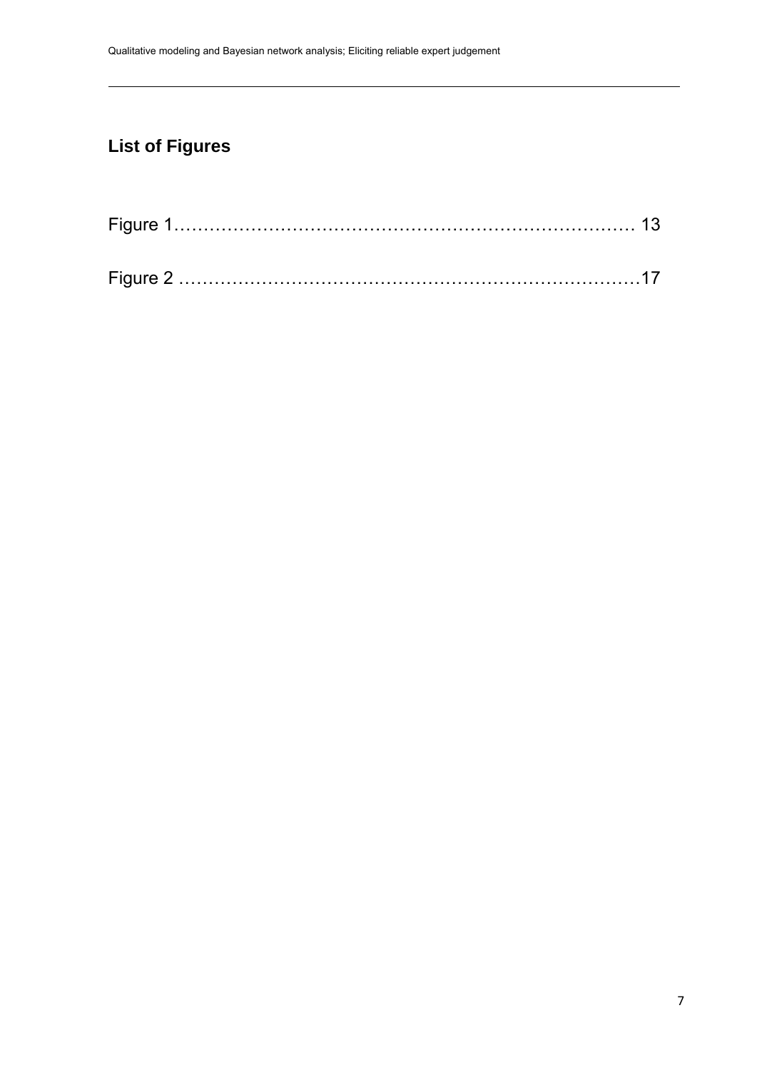## List of Figures

Figure 1……………………………………………………………………… 13

Figure 2 ………………………………………………………………………17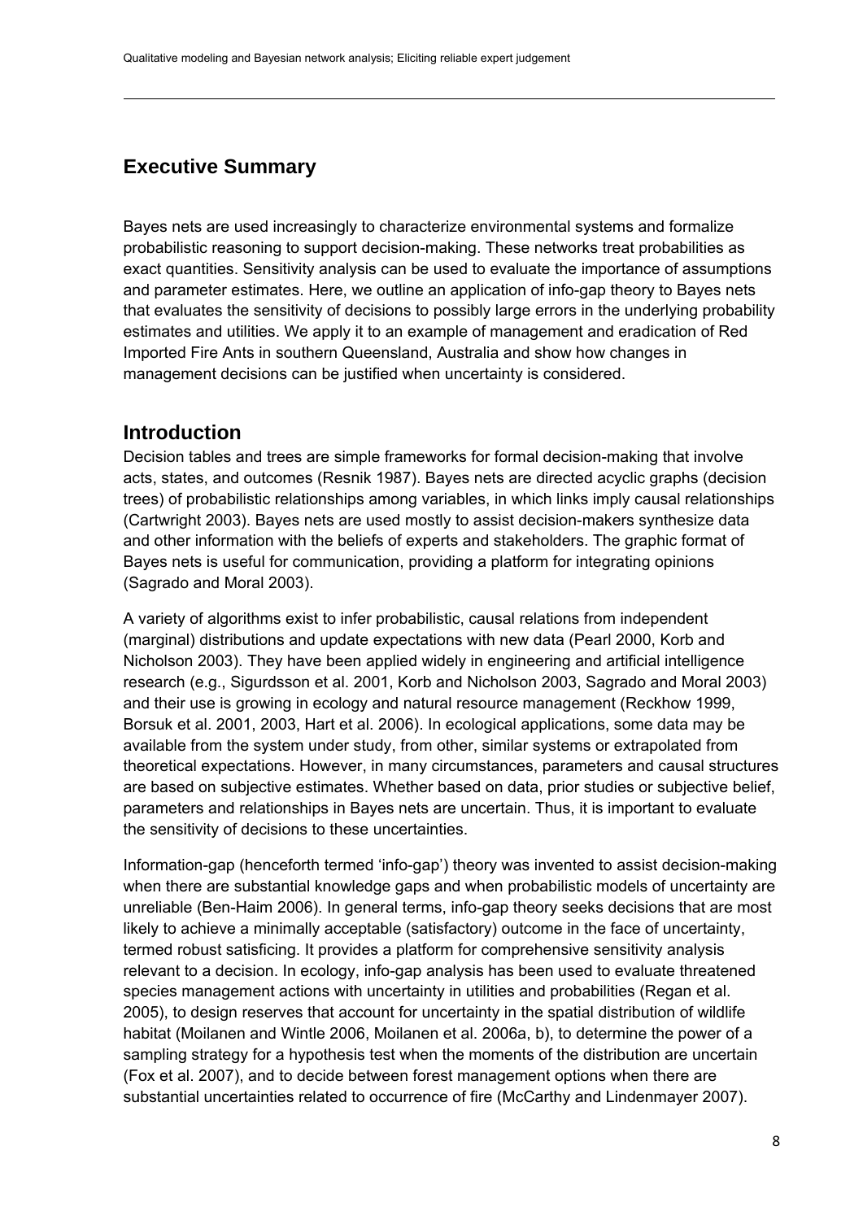## Executive Summary

Bayes nets are used increasingly to characterize environmental systems and formalize probabilistic reasoning to support decision-making. These networks treat probabilities as exact quantities. Sensitivity analysis can be used to evaluate the importance of assumptions and parameter estimates. Here, we outline an application of info-gap theory to Bayes nets that evaluates the sensitivity of decisions to possibly large errors in the underlying probability estimates and utilities. We apply it to an example of management and eradication of Red Imported Fire Ants in southern Queensland, Australia and show how changes in management decisions can be justified when uncertainty is considered.

## Introduction

Decision tables and trees are simple frameworks for formal decision-making that involve acts, states, and outcomes (Resnik 1987). Bayes nets are directed acyclic graphs (decision trees) of probabilistic relationships among variables, in which links imply causal relationships (Cartwright 2003). Bayes nets are used mostly to assist decision-makers synthesize data and other information with the beliefs of experts and stakeholders. The graphic format of Bayes nets is useful for communication, providing a platform for integrating opinions (Sagrado and Moral 2003).

A variety of algorithms exist to infer probabilistic, causal relations from independent (marginal) distributions and update expectations with new data (Pearl 2000, Korb and Nicholson 2003). They have been applied widely in engineering and artificial intelligence research (e.g., Sigurdsson et al. 2001, Korb and Nicholson 2003, Sagrado and Moral 2003) and their use is growing in ecology and natural resource management (Reckhow 1999, Borsuk et al. 2001, 2003, Hart et al. 2006). In ecological applications, some data may be available from the system under study, from other, similar systems or extrapolated from theoretical expectations. However, in many circumstances, parameters and causal structures are based on subjective estimates. Whether based on data, prior studies or subjective belief, parameters and relationships in Bayes nets are uncertain. Thus, it is important to evaluate the sensitivity of decisions to these uncertainties.

Information-gap (henceforth termed 'info-gap') theory was invented to assist decision-making when there are substantial knowledge gaps and when probabilistic models of uncertainty are unreliable (Ben-Haim 2006). In general terms, info-gap theory seeks decisions that are most likely to achieve a minimally acceptable (satisfactory) outcome in the face of uncertainty, termed robust satisficing. It provides a platform for comprehensive sensitivity analysis relevant to a decision. In ecology, info-gap analysis has been used to evaluate threatened species management actions with uncertainty in utilities and probabilities (Regan et al. 2005), to design reserves that account for uncertainty in the spatial distribution of wildlife habitat (Moilanen and Wintle 2006, Moilanen et al. 2006a, b), to determine the power of a sampling strategy for a hypothesis test when the moments of the distribution are uncertain (Fox et al. 2007), and to decide between forest management options when there are substantial uncertainties related to occurrence of fire (McCarthy and Lindenmayer 2007).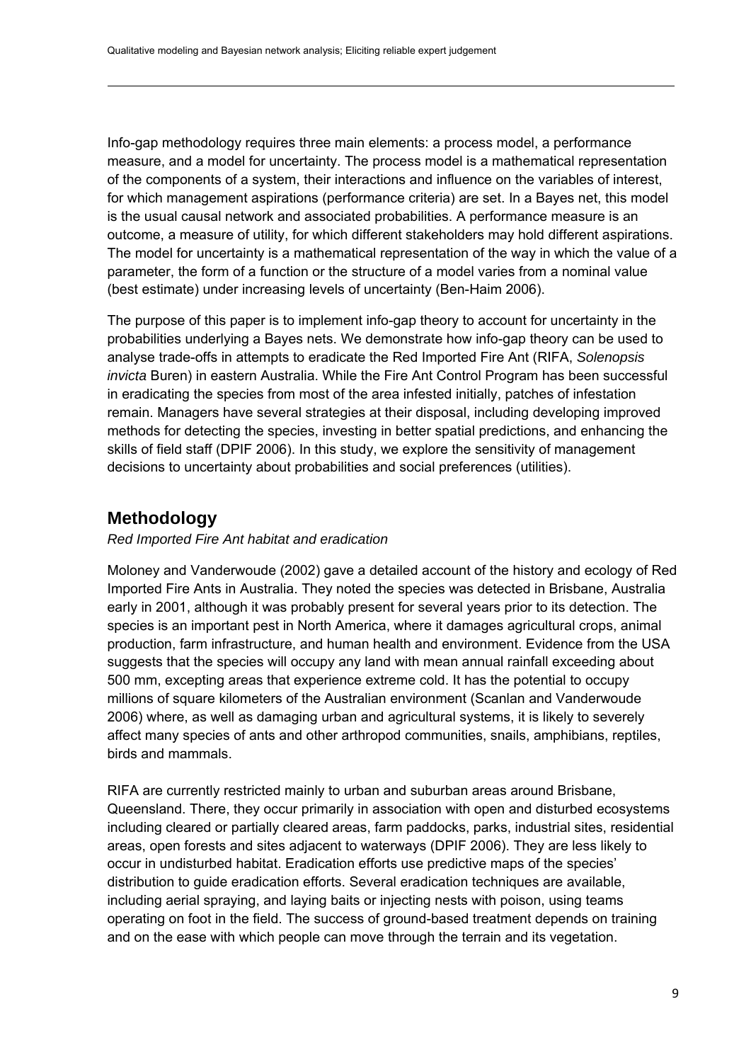Info-gap methodology requires three main elements: a process model, a performance measure, and a model for uncertainty. The process model is a mathematical representation of the components of a system, their interactions and influence on the variables of interest, for which management aspirations (performance criteria) are set. In a Bayes net, this model is the usual causal network and associated probabilities. A performance measure is an outcome, a measure of utility, for which different stakeholders may hold different aspirations. The model for uncertainty is a mathematical representation of the way in which the value of a parameter, the form of a function or the structure of a model varies from a nominal value (best estimate) under increasing levels of uncertainty (Ben-Haim 2006).

The purpose of this paper is to implement info-gap theory to account for uncertainty in the probabilities underlying a Bayes nets. We demonstrate how info-gap theory can be used to analyse trade-offs in attempts to eradicate the Red Imported Fire Ant (RIFA, *Solenopsis invicta* Buren) in eastern Australia. While the Fire Ant Control Program has been successful in eradicating the species from most of the area infested initially, patches of infestation remain. Managers have several strategies at their disposal, including developing improved methods for detecting the species, investing in better spatial predictions, and enhancing the skills of field staff (DPIF 2006). In this study, we explore the sensitivity of management decisions to uncertainty about probabilities and social preferences (utilities).

## Methodology

*Red Imported Fire Ant habitat and eradication*

Moloney and Vanderwoude (2002) gave a detailed account of the history and ecology of Red Imported Fire Ants in Australia. They noted the species was detected in Brisbane, Australia early in 2001, although it was probably present for several years prior to its detection. The species is an important pest in North America, where it damages agricultural crops, animal production, farm infrastructure, and human health and environment. Evidence from the USA suggests that the species will occupy any land with mean annual rainfall exceeding about 500 mm, excepting areas that experience extreme cold. It has the potential to occupy millions of square kilometers of the Australian environment (Scanlan and Vanderwoude 2006) where, as well as damaging urban and agricultural systems, it is likely to severely affect many species of ants and other arthropod communities, snails, amphibians, reptiles, birds and mammals.

RIFA are currently restricted mainly to urban and suburban areas around Brisbane, Queensland. There, they occur primarily in association with open and disturbed ecosystems including cleared or partially cleared areas, farm paddocks, parks, industrial sites, residential areas, open forests and sites adjacent to waterways (DPIF 2006). They are less likely to occur in undisturbed habitat. Eradication efforts use predictive maps of the species' distribution to guide eradication efforts. Several eradication techniques are available, including aerial spraying, and laying baits or injecting nests with poison, using teams operating on foot in the field. The success of ground-based treatment depends on training and on the ease with which people can move through the terrain and its vegetation.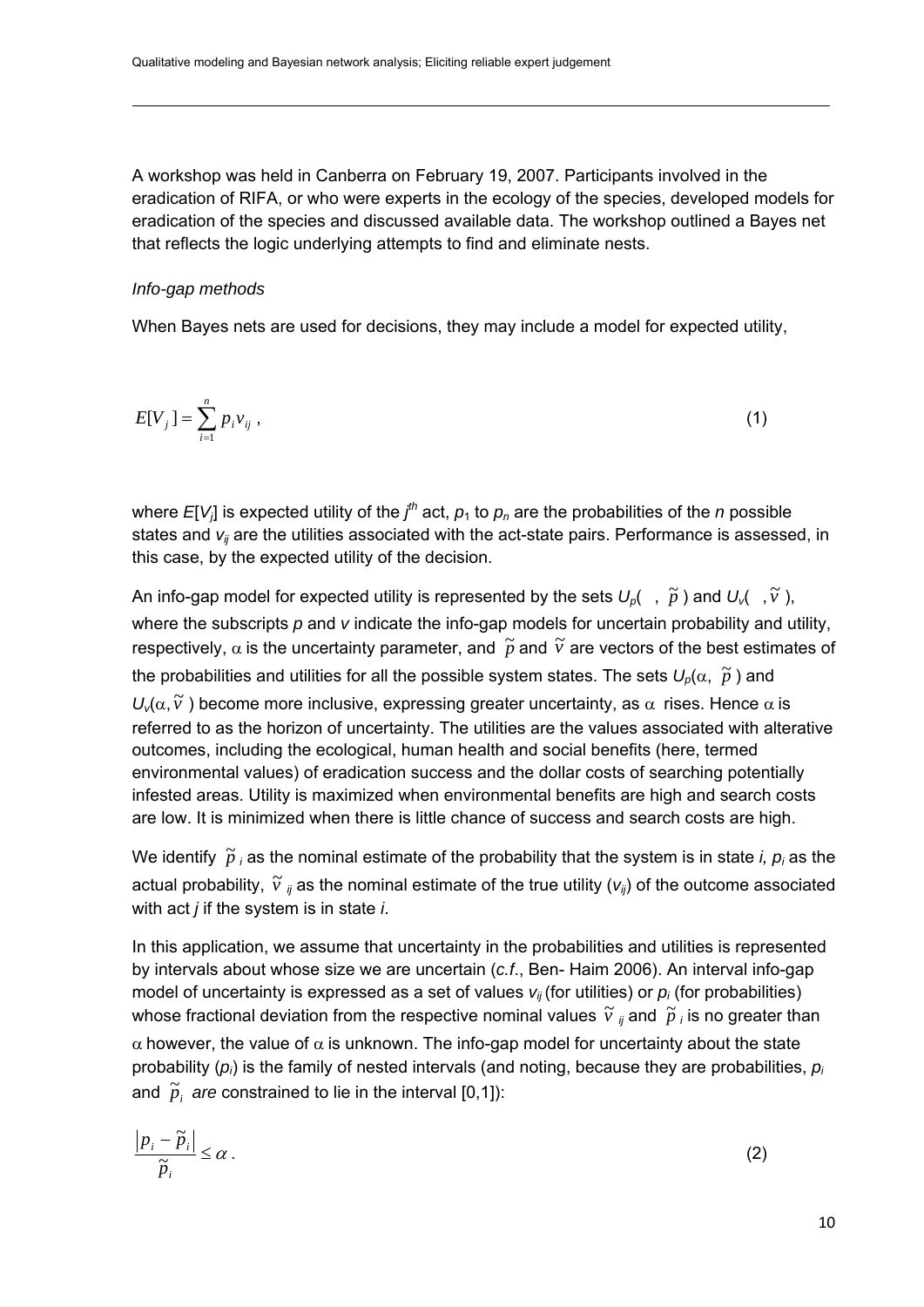A workshop was held in Canberra on February 19, 2007. Participants involved in the eradication of RIFA, or who were experts in the ecology of the species, developed models for eradication of the species and discussed available data. The workshop outlined a Bayes net that reflects the logic underlying attempts to find and eliminate nests.

*Info-gap methods*

When Bayes nets are used for decisions, they may include a model for expected utility,

$$E[V_j] = \sum_{i=1}^{n} p_i v_{ij} \,, \tag{1}$$

where $E[V_j]$ is expected utility of the $j^{th}$ act, $p_1$ to $p_n$ are the probabilities of the $n$ possible states and $v_{ij}$ are the utilities associated with the act-state pairs. Performance is assessed, in this case, by the expected utility of the decision.

An info-gap model for expected utility is represented by the sets $U_p(\ ,\ \tilde{p})$ and $U_v(\ ,\tilde{v})$, where the subscripts $p$ and $v$ indicate the info-gap models for uncertain probability and utility, respectively, $\alpha$ is the uncertainty parameter, and $\tilde{p}$ and $\tilde{v}$ are vectors of the best estimates of the probabilities and utilities for all the possible system states. The sets $U_p(\alpha,\ \tilde{p})$ and $U_v(\alpha, \tilde{v})$ become more inclusive, expressing greater uncertainty, as $\alpha$ rises. Hence $\alpha$ is referred to as the horizon of uncertainty. The utilities are the values associated with alterative outcomes, including the ecological, human health and social benefits (here, termed environmental values) of eradication success and the dollar costs of searching potentially infested areas. Utility is maximized when environmental benefits are high and search costs are low. It is minimized when there is little chance of success and search costs are high.

We identify $\tilde{p}_i$ as the nominal estimate of the probability that the system is in state $i$, $p_i$ as the actual probability, $\tilde{v}_{ij}$ as the nominal estimate of the true utility ($v_{ij}$) of the outcome associated with act $j$ if the system is in state $i$.

In this application, we assume that uncertainty in the probabilities and utilities is represented by intervals about whose size we are uncertain (*c.f.*, Ben- Haim 2006). An interval info-gap model of uncertainty is expressed as a set of values $v_{ij}$ (for utilities) or $p_i$ (for probabilities) whose fractional deviation from the respective nominal values $\tilde{v}_{ij}$ and $\tilde{p}_i$ is no greater than $\alpha$ however, the value of $\alpha$ is unknown. The info-gap model for uncertainty about the state probability ($p_i$) is the family of nested intervals (and noting, because they are probabilities, $p_i$ and $\tilde{p}_i$ *are* constrained to lie in the interval [0,1]):

$$\frac{\left|p_i - \tilde{p}_i\right|}{\tilde{p}_i} \leq \alpha \,. \tag{2}$$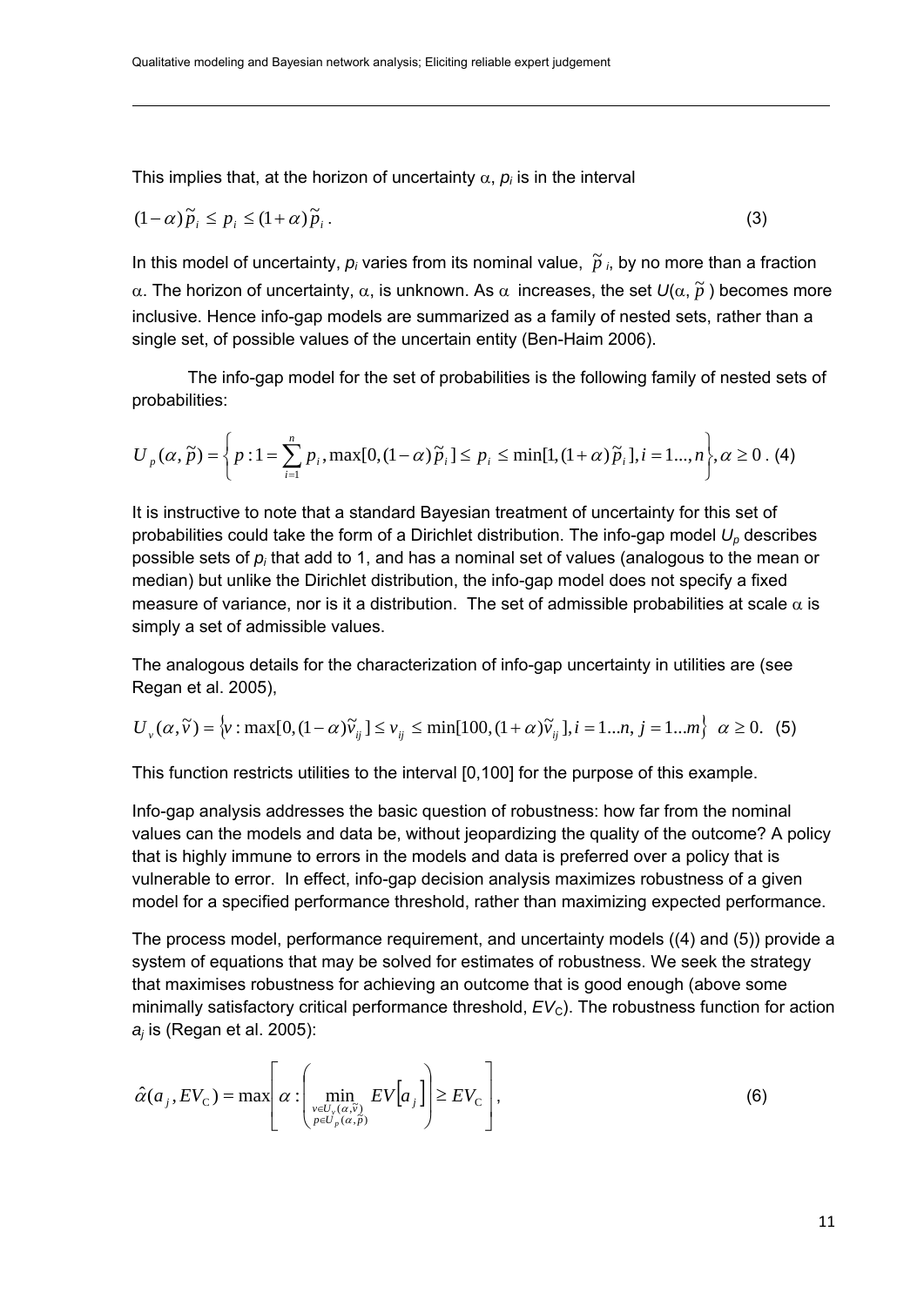This implies that, at the horizon of uncertainty $\alpha$, $p_i$ is in the interval

$$(1-\alpha)\tilde{p}_i \leq p_i \leq (1+\alpha)\tilde{p}_i \,. \tag{3}$$

In this model of uncertainty, $p_i$ varies from its nominal value, $\tilde{p}_i$, by no more than a fraction $\alpha$. The horizon of uncertainty, $\alpha$, is unknown. As $\alpha$ increases, the set $U(\alpha, \tilde{p})$ becomes more inclusive. Hence info-gap models are summarized as a family of nested sets, rather than a single set, of possible values of the uncertain entity (Ben-Haim 2006).

The info-gap model for the set of probabilities is the following family of nested sets of probabilities:

$$U_p(\alpha, \tilde{p}) = \left\{ p : 1 = \sum_{i=1}^{n} p_i, \max[0, (1-\alpha)\tilde{p}_i] \leq p_i \leq \min[1, (1+\alpha)\tilde{p}_i], i = 1..., n \right\}, \alpha \geq 0 \,. \tag{4}$$

It is instructive to note that a standard Bayesian treatment of uncertainty for this set of probabilities could take the form of a Dirichlet distribution. The info-gap model $U_p$ describes possible sets of $p_i$ that add to 1, and has a nominal set of values (analogous to the mean or median) but unlike the Dirichlet distribution, the info-gap model does not specify a fixed measure of variance, nor is it a distribution. The set of admissible probabilities at scale $\alpha$ is simply a set of admissible values.

The analogous details for the characterization of info-gap uncertainty in utilities are (see Regan et al. 2005),

$$U_v(\alpha, \tilde{v}) = \left\{ v : \max[0, (1-\alpha)\tilde{v}_{ij}] \leq v_{ij} \leq \min[100, (1+\alpha)\tilde{v}_{ij}], i = 1...n, \, j = 1...m \right\} \quad \alpha \geq 0. \tag{5}$$

This function restricts utilities to the interval [0,100] for the purpose of this example.

Info-gap analysis addresses the basic question of robustness: how far from the nominal values can the models and data be, without jeopardizing the quality of the outcome? A policy that is highly immune to errors in the models and data is preferred over a policy that is vulnerable to error. In effect, info-gap decision analysis maximizes robustness of a given model for a specified performance threshold, rather than maximizing expected performance.

The process model, performance requirement, and uncertainty models ((4) and (5)) provide a system of equations that may be solved for estimates of robustness. We seek the strategy that maximises robustness for achieving an outcome that is good enough (above some minimally satisfactory critical performance threshold, $EV_{\mathrm{C}}$). The robustness function for action $a_j$ is (Regan et al. 2005):

$$\hat{\alpha}(a_j, EV_{\mathrm{C}}) = \max\left[ \alpha : \left( \min_{\substack{v \in U_v(\alpha, \tilde{v}) \\ p \in U_p(\alpha, \tilde{p})}} EV\left[a_j\right] \right) \geq EV_{\mathrm{C}} \right], \tag{6}$$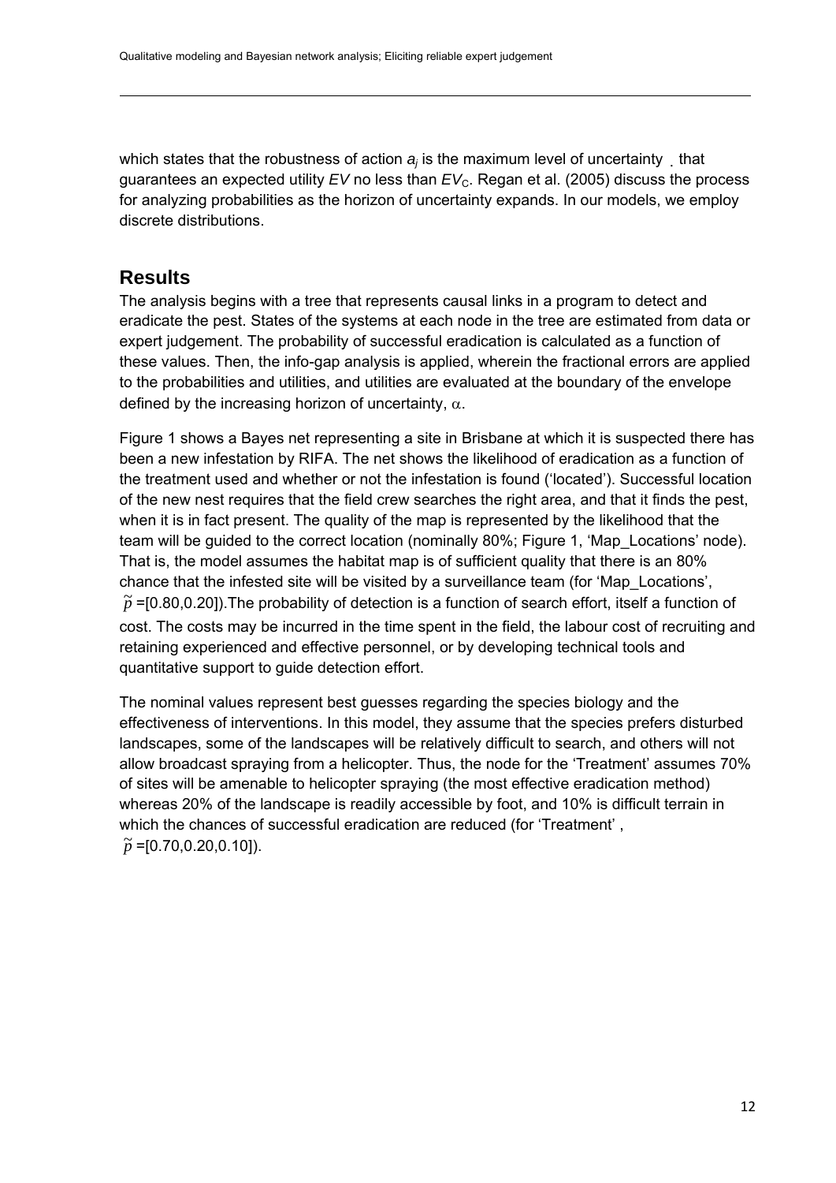which states that the robustness of action $a_j$ is the maximum level of uncertainty . that guarantees an expected utility $EV$ no less than $EV_C$. Regan et al. (2005) discuss the process for analyzing probabilities as the horizon of uncertainty expands. In our models, we employ discrete distributions.

## Results

The analysis begins with a tree that represents causal links in a program to detect and eradicate the pest. States of the systems at each node in the tree are estimated from data or expert judgement. The probability of successful eradication is calculated as a function of these values. Then, the info-gap analysis is applied, wherein the fractional errors are applied to the probabilities and utilities, and utilities are evaluated at the boundary of the envelope defined by the increasing horizon of uncertainty, $\alpha$.

Figure 1 shows a Bayes net representing a site in Brisbane at which it is suspected there has been a new infestation by RIFA. The net shows the likelihood of eradication as a function of the treatment used and whether or not the infestation is found ('located'). Successful location of the new nest requires that the field crew searches the right area, and that it finds the pest, when it is in fact present. The quality of the map is represented by the likelihood that the team will be guided to the correct location (nominally 80%; Figure 1, 'Map_Locations' node). That is, the model assumes the habitat map is of sufficient quality that there is an 80% chance that the infested site will be visited by a surveillance team (for 'Map_Locations', $\tilde{p}$ =[0.80,0.20]).The probability of detection is a function of search effort, itself a function of cost. The costs may be incurred in the time spent in the field, the labour cost of recruiting and retaining experienced and effective personnel, or by developing technical tools and quantitative support to guide detection effort.

The nominal values represent best guesses regarding the species biology and the effectiveness of interventions. In this model, they assume that the species prefers disturbed landscapes, some of the landscapes will be relatively difficult to search, and others will not allow broadcast spraying from a helicopter. Thus, the node for the 'Treatment' assumes 70% of sites will be amenable to helicopter spraying (the most effective eradication method) whereas 20% of the landscape is readily accessible by foot, and 10% is difficult terrain in which the chances of successful eradication are reduced (for 'Treatment' , $\tilde{p}$ =[0.70,0.20,0.10]).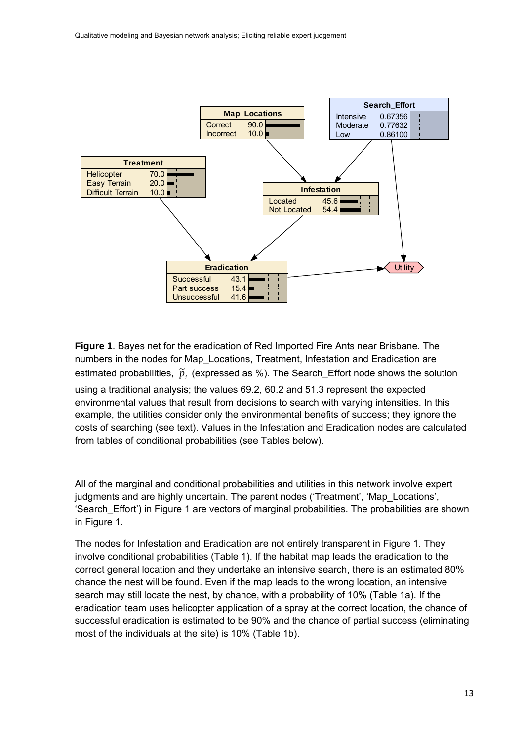**Figure 1**. Bayes net for the eradication of Red Imported Fire Ants near Brisbane. The numbers in the nodes for Map_Locations, Treatment, Infestation and Eradication are estimated probabilities, $\tilde{p}_i$ (expressed as %). The Search_Effort node shows the solution using a traditional analysis; the values 69.2, 60.2 and 51.3 represent the expected environmental values that result from decisions to search with varying intensities. In this example, the utilities consider only the environmental benefits of success; they ignore the costs of searching (see text). Values in the Infestation and Eradication nodes are calculated from tables of conditional probabilities (see Tables below).

All of the marginal and conditional probabilities and utilities in this network involve expert judgments and are highly uncertain. The parent nodes ('Treatment', 'Map_Locations', 'Search_Effort') in Figure 1 are vectors of marginal probabilities. The probabilities are shown in Figure 1.

The nodes for Infestation and Eradication are not entirely transparent in Figure 1. They involve conditional probabilities (Table 1). If the habitat map leads the eradication to the correct general location and they undertake an intensive search, there is an estimated 80% chance the nest will be found. Even if the map leads to the wrong location, an intensive search may still locate the nest, by chance, with a probability of 10% (Table 1a). If the eradication team uses helicopter application of a spray at the correct location, the chance of successful eradication is estimated to be 90% and the chance of partial success (eliminating most of the individuals at the site) is 10% (Table 1b).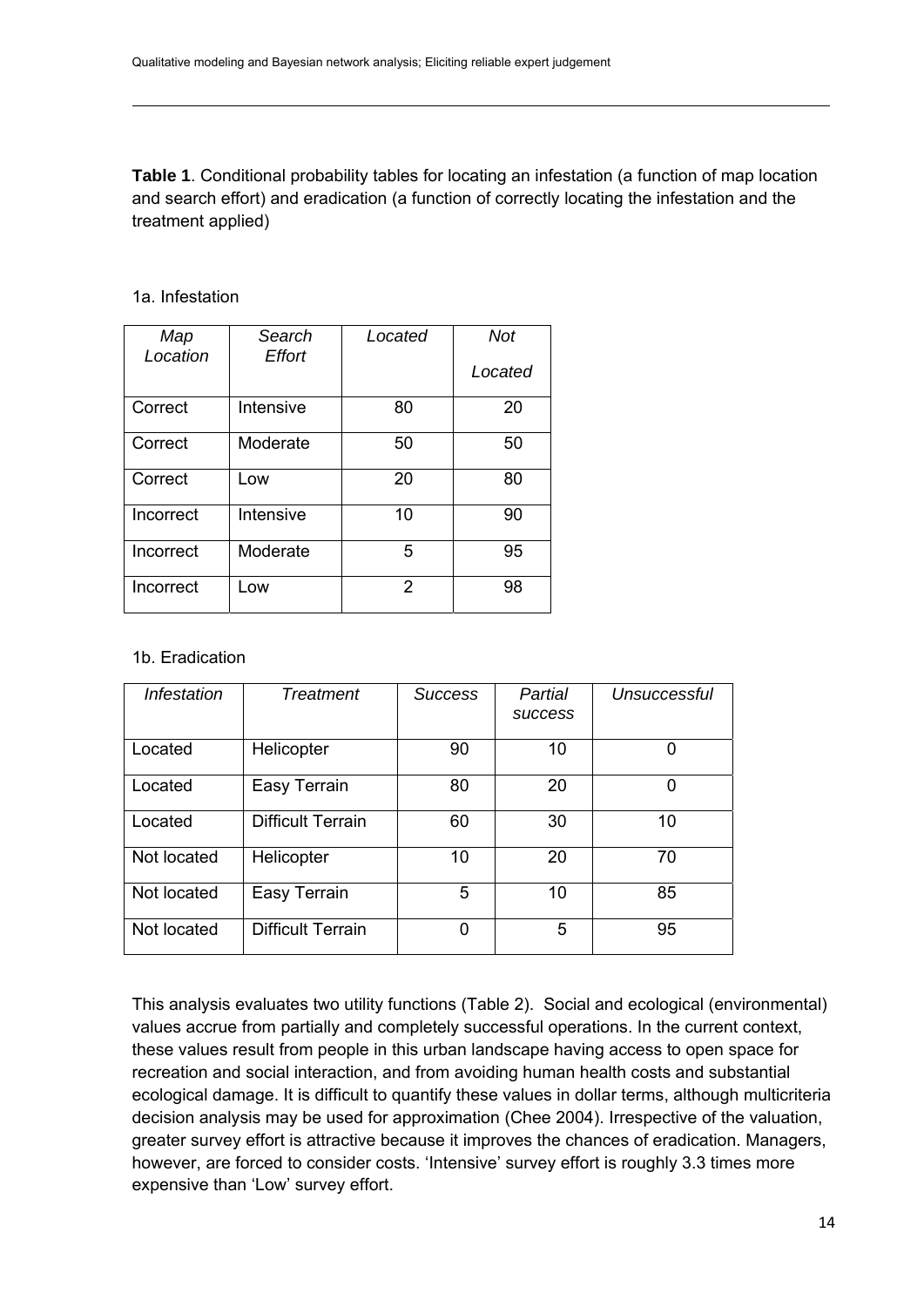**Table 1**. Conditional probability tables for locating an infestation (a function of map location and search effort) and eradication (a function of correctly locating the infestation and the treatment applied)

1a. Infestation

| *Map Location* | *Search Effort* | *Located* | *Not Located* |
|---|---|---|---|
| Correct | Intensive | 80 | 20 |
| Correct | Moderate | 50 | 50 |
| Correct | Low | 20 | 80 |
| Incorrect | Intensive | 10 | 90 |
| Incorrect | Moderate | 5 | 95 |
| Incorrect | Low | 2 | 98 |

1b. Eradication

| *Infestation* | *Treatment* | *Success* | *Partial success* | *Unsuccessful* |
|---|---|---|---|---|
| Located | Helicopter | 90 | 10 | 0 |
| Located | Easy Terrain | 80 | 20 | 0 |
| Located | Difficult Terrain | 60 | 30 | 10 |
| Not located | Helicopter | 10 | 20 | 70 |
| Not located | Easy Terrain | 5 | 10 | 85 |
| Not located | Difficult Terrain | 0 | 5 | 95 |

This analysis evaluates two utility functions (Table 2). Social and ecological (environmental) values accrue from partially and completely successful operations. In the current context, these values result from people in this urban landscape having access to open space for recreation and social interaction, and from avoiding human health costs and substantial ecological damage. It is difficult to quantify these values in dollar terms, although multicriteria decision analysis may be used for approximation (Chee 2004). Irrespective of the valuation, greater survey effort is attractive because it improves the chances of eradication. Managers, however, are forced to consider costs. 'Intensive' survey effort is roughly 3.3 times more expensive than 'Low' survey effort.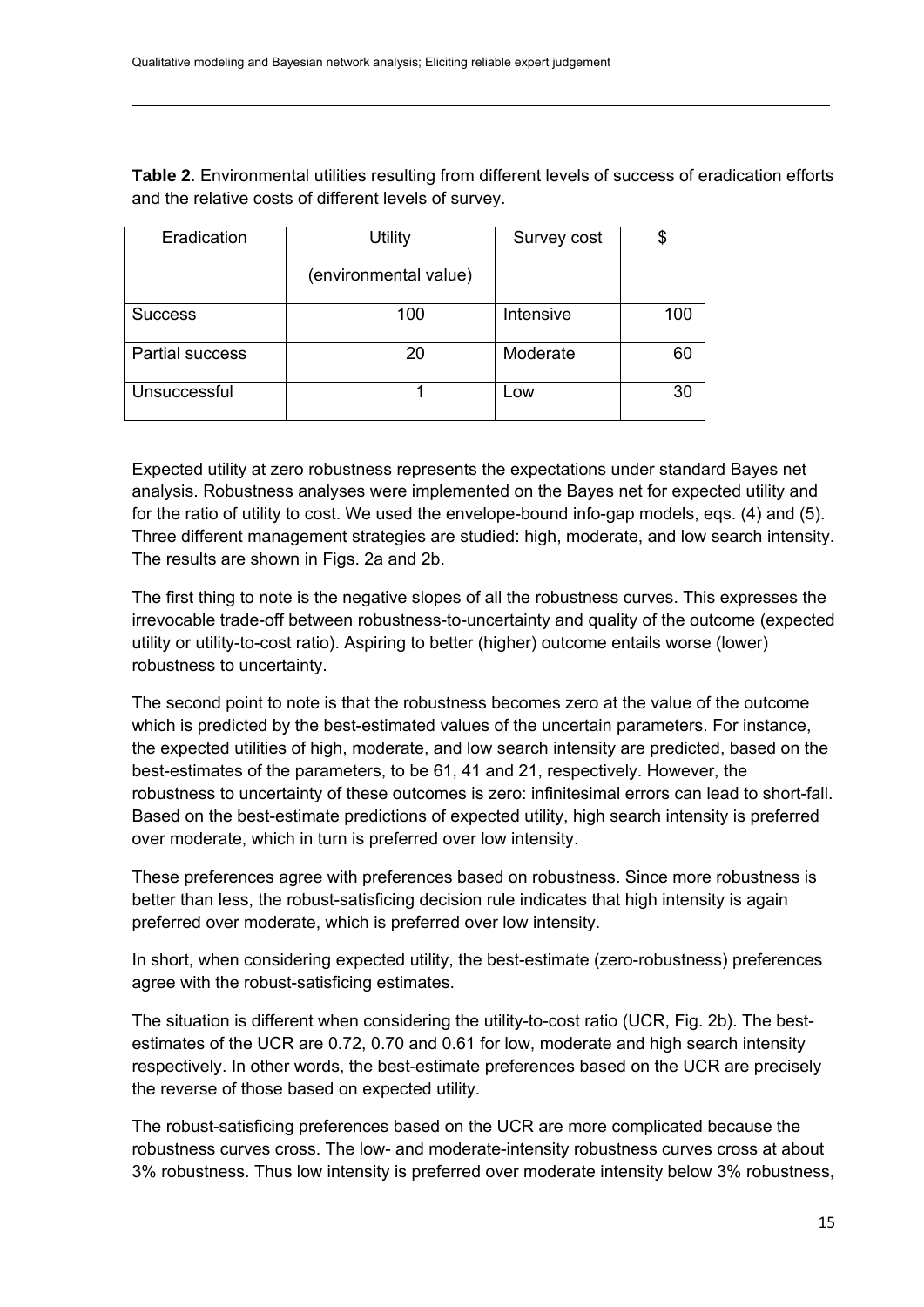**Table 2**. Environmental utilities resulting from different levels of success of eradication efforts and the relative costs of different levels of survey.

| Eradication | Utility (environmental value) | Survey cost | $ |
|---|---|---|---|
| Success | 100 | Intensive | 100 |
| Partial success | 20 | Moderate | 60 |
| Unsuccessful | 1 | Low | 30 |

Expected utility at zero robustness represents the expectations under standard Bayes net analysis. Robustness analyses were implemented on the Bayes net for expected utility and for the ratio of utility to cost. We used the envelope-bound info-gap models, eqs. (4) and (5). Three different management strategies are studied: high, moderate, and low search intensity. The results are shown in Figs. 2a and 2b.

The first thing to note is the negative slopes of all the robustness curves. This expresses the irrevocable trade-off between robustness-to-uncertainty and quality of the outcome (expected utility or utility-to-cost ratio). Aspiring to better (higher) outcome entails worse (lower) robustness to uncertainty.

The second point to note is that the robustness becomes zero at the value of the outcome which is predicted by the best-estimated values of the uncertain parameters. For instance, the expected utilities of high, moderate, and low search intensity are predicted, based on the best-estimates of the parameters, to be 61, 41 and 21, respectively. However, the robustness to uncertainty of these outcomes is zero: infinitesimal errors can lead to short-fall. Based on the best-estimate predictions of expected utility, high search intensity is preferred over moderate, which in turn is preferred over low intensity.

These preferences agree with preferences based on robustness. Since more robustness is better than less, the robust-satisficing decision rule indicates that high intensity is again preferred over moderate, which is preferred over low intensity.

In short, when considering expected utility, the best-estimate (zero-robustness) preferences agree with the robust-satisficing estimates.

The situation is different when considering the utility-to-cost ratio (UCR, Fig. 2b). The best-estimates of the UCR are 0.72, 0.70 and 0.61 for low, moderate and high search intensity respectively. In other words, the best-estimate preferences based on the UCR are precisely the reverse of those based on expected utility.

The robust-satisficing preferences based on the UCR are more complicated because the robustness curves cross. The low- and moderate-intensity robustness curves cross at about 3% robustness. Thus low intensity is preferred over moderate intensity below 3% robustness,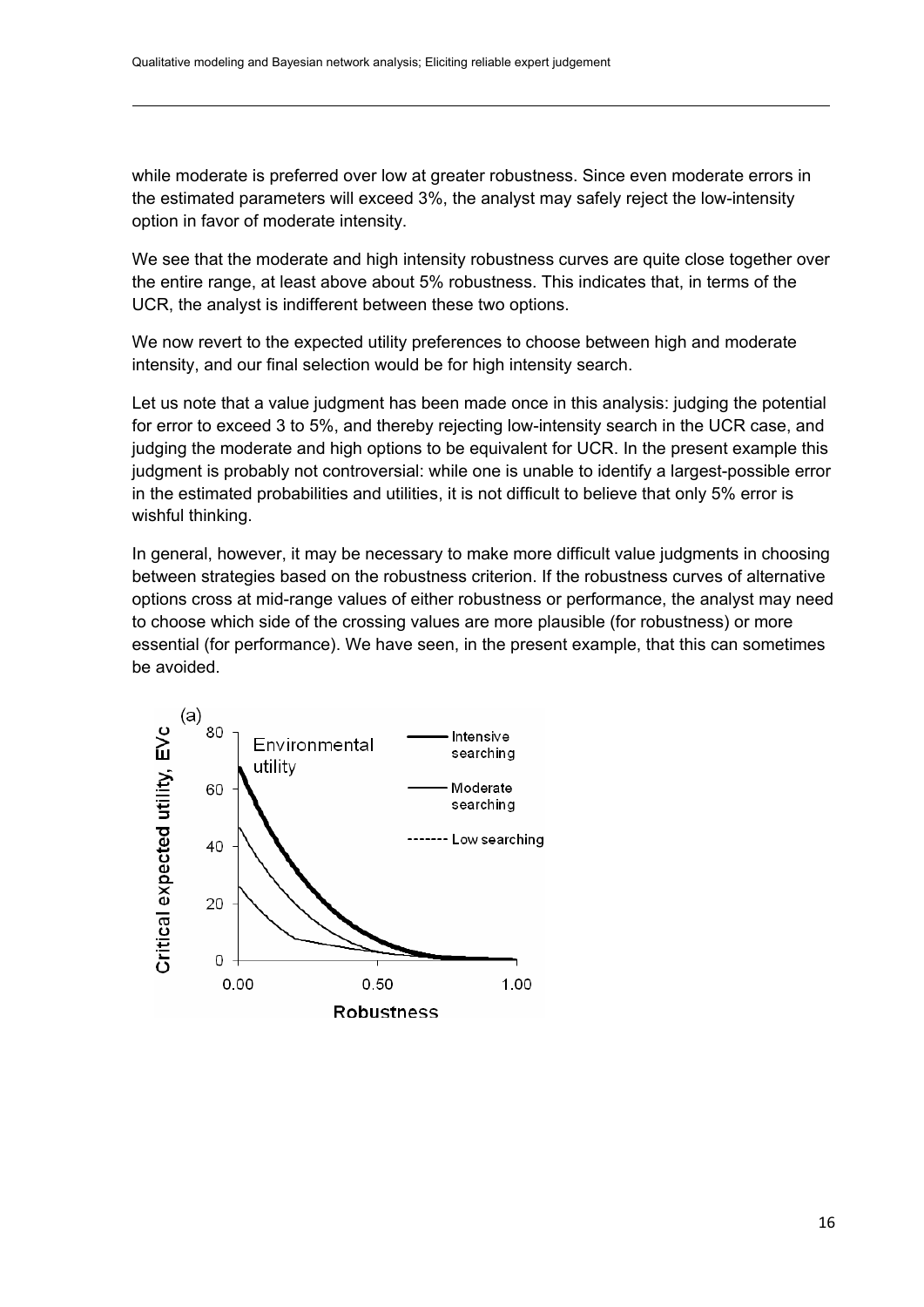while moderate is preferred over low at greater robustness. Since even moderate errors in the estimated parameters will exceed 3%, the analyst may safely reject the low-intensity option in favor of moderate intensity.

We see that the moderate and high intensity robustness curves are quite close together over the entire range, at least above about 5% robustness. This indicates that, in terms of the UCR, the analyst is indifferent between these two options.

We now revert to the expected utility preferences to choose between high and moderate intensity, and our final selection would be for high intensity search.

Let us note that a value judgment has been made once in this analysis: judging the potential for error to exceed 3 to 5%, and thereby rejecting low-intensity search in the UCR case, and judging the moderate and high options to be equivalent for UCR. In the present example this judgment is probably not controversial: while one is unable to identify a largest-possible error in the estimated probabilities and utilities, it is not difficult to believe that only 5% error is wishful thinking.

In general, however, it may be necessary to make more difficult value judgments in choosing between strategies based on the robustness criterion. If the robustness curves of alternative options cross at mid-range values of either robustness or performance, the analyst may need to choose which side of the crossing values are more plausible (for robustness) or more essential (for performance). We have seen, in the present example, that this can sometimes be avoided.

(a)

Environmental utility

Intensive searching

Moderate searching

Low searching

Critical expected utility, EVc

Robustness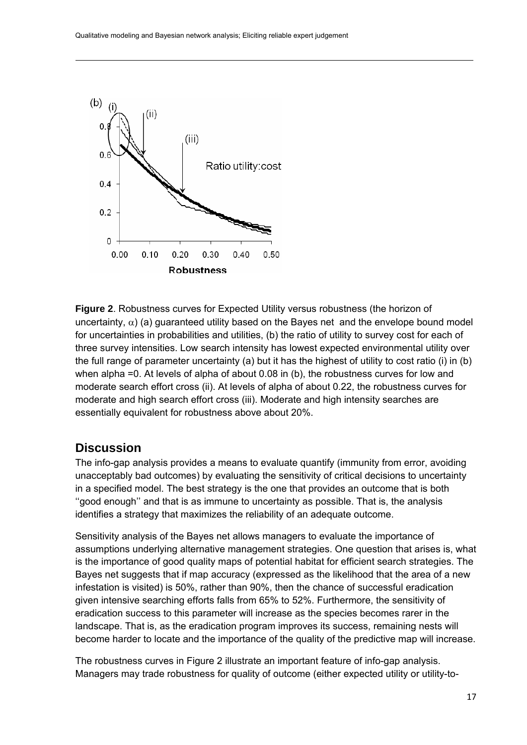**Figure 2**. Robustness curves for Expected Utility versus robustness (the horizon of uncertainty, $\alpha$) (a) guaranteed utility based on the Bayes net and the envelope bound model for uncertainties in probabilities and utilities, (b) the ratio of utility to survey cost for each of three survey intensities. Low search intensity has lowest expected environmental utility over the full range of parameter uncertainty (a) but it has the highest of utility to cost ratio (i) in (b) when alpha =0. At levels of alpha of about 0.08 in (b), the robustness curves for low and moderate search effort cross (ii). At levels of alpha of about 0.22, the robustness curves for moderate and high search effort cross (iii). Moderate and high intensity searches are essentially equivalent for robustness above about 20%.

## Discussion

The info-gap analysis provides a means to evaluate quantify (immunity from error, avoiding unacceptably bad outcomes) by evaluating the sensitivity of critical decisions to uncertainty in a specified model. The best strategy is the one that provides an outcome that is both ''good enough'' and that is as immune to uncertainty as possible. That is, the analysis identifies a strategy that maximizes the reliability of an adequate outcome.

Sensitivity analysis of the Bayes net allows managers to evaluate the importance of assumptions underlying alternative management strategies. One question that arises is, what is the importance of good quality maps of potential habitat for efficient search strategies. The Bayes net suggests that if map accuracy (expressed as the likelihood that the area of a new infestation is visited) is 50%, rather than 90%, then the chance of successful eradication given intensive searching efforts falls from 65% to 52%. Furthermore, the sensitivity of eradication success to this parameter will increase as the species becomes rarer in the landscape. That is, as the eradication program improves its success, remaining nests will become harder to locate and the importance of the quality of the predictive map will increase.

The robustness curves in Figure 2 illustrate an important feature of info-gap analysis. Managers may trade robustness for quality of outcome (either expected utility or utility-to-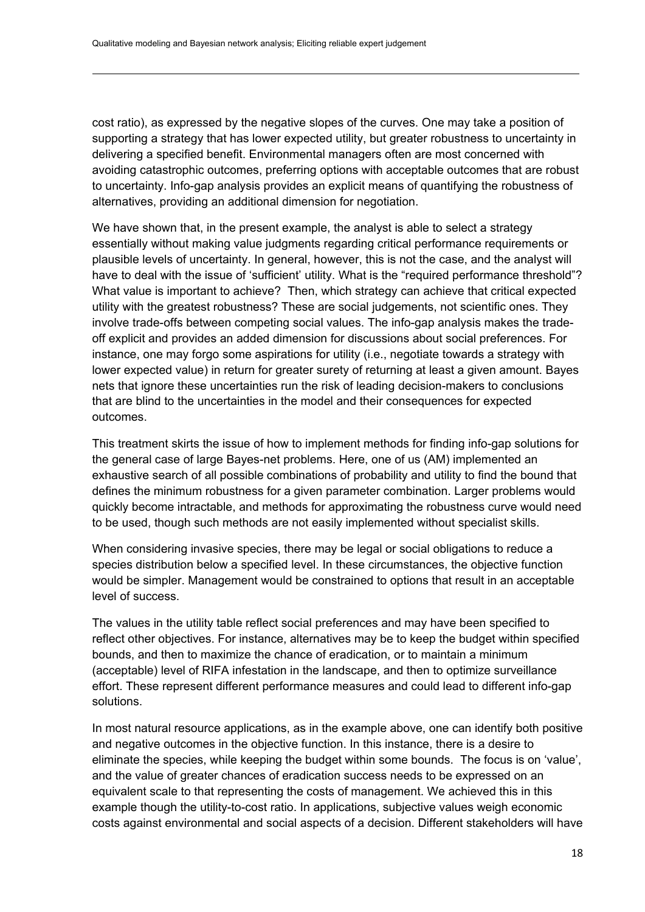cost ratio), as expressed by the negative slopes of the curves. One may take a position of supporting a strategy that has lower expected utility, but greater robustness to uncertainty in delivering a specified benefit. Environmental managers often are most concerned with avoiding catastrophic outcomes, preferring options with acceptable outcomes that are robust to uncertainty. Info-gap analysis provides an explicit means of quantifying the robustness of alternatives, providing an additional dimension for negotiation.

We have shown that, in the present example, the analyst is able to select a strategy essentially without making value judgments regarding critical performance requirements or plausible levels of uncertainty. In general, however, this is not the case, and the analyst will have to deal with the issue of 'sufficient' utility. What is the "required performance threshold"? What value is important to achieve? Then, which strategy can achieve that critical expected utility with the greatest robustness? These are social judgements, not scientific ones. They involve trade-offs between competing social values. The info-gap analysis makes the trade-off explicit and provides an added dimension for discussions about social preferences. For instance, one may forgo some aspirations for utility (i.e., negotiate towards a strategy with lower expected value) in return for greater surety of returning at least a given amount. Bayes nets that ignore these uncertainties run the risk of leading decision-makers to conclusions that are blind to the uncertainties in the model and their consequences for expected outcomes.

This treatment skirts the issue of how to implement methods for finding info-gap solutions for the general case of large Bayes-net problems. Here, one of us (AM) implemented an exhaustive search of all possible combinations of probability and utility to find the bound that defines the minimum robustness for a given parameter combination. Larger problems would quickly become intractable, and methods for approximating the robustness curve would need to be used, though such methods are not easily implemented without specialist skills.

When considering invasive species, there may be legal or social obligations to reduce a species distribution below a specified level. In these circumstances, the objective function would be simpler. Management would be constrained to options that result in an acceptable level of success.

The values in the utility table reflect social preferences and may have been specified to reflect other objectives. For instance, alternatives may be to keep the budget within specified bounds, and then to maximize the chance of eradication, or to maintain a minimum (acceptable) level of RIFA infestation in the landscape, and then to optimize surveillance effort. These represent different performance measures and could lead to different info-gap solutions.

In most natural resource applications, as in the example above, one can identify both positive and negative outcomes in the objective function. In this instance, there is a desire to eliminate the species, while keeping the budget within some bounds. The focus is on 'value', and the value of greater chances of eradication success needs to be expressed on an equivalent scale to that representing the costs of management. We achieved this in this example though the utility-to-cost ratio. In applications, subjective values weigh economic costs against environmental and social aspects of a decision. Different stakeholders will have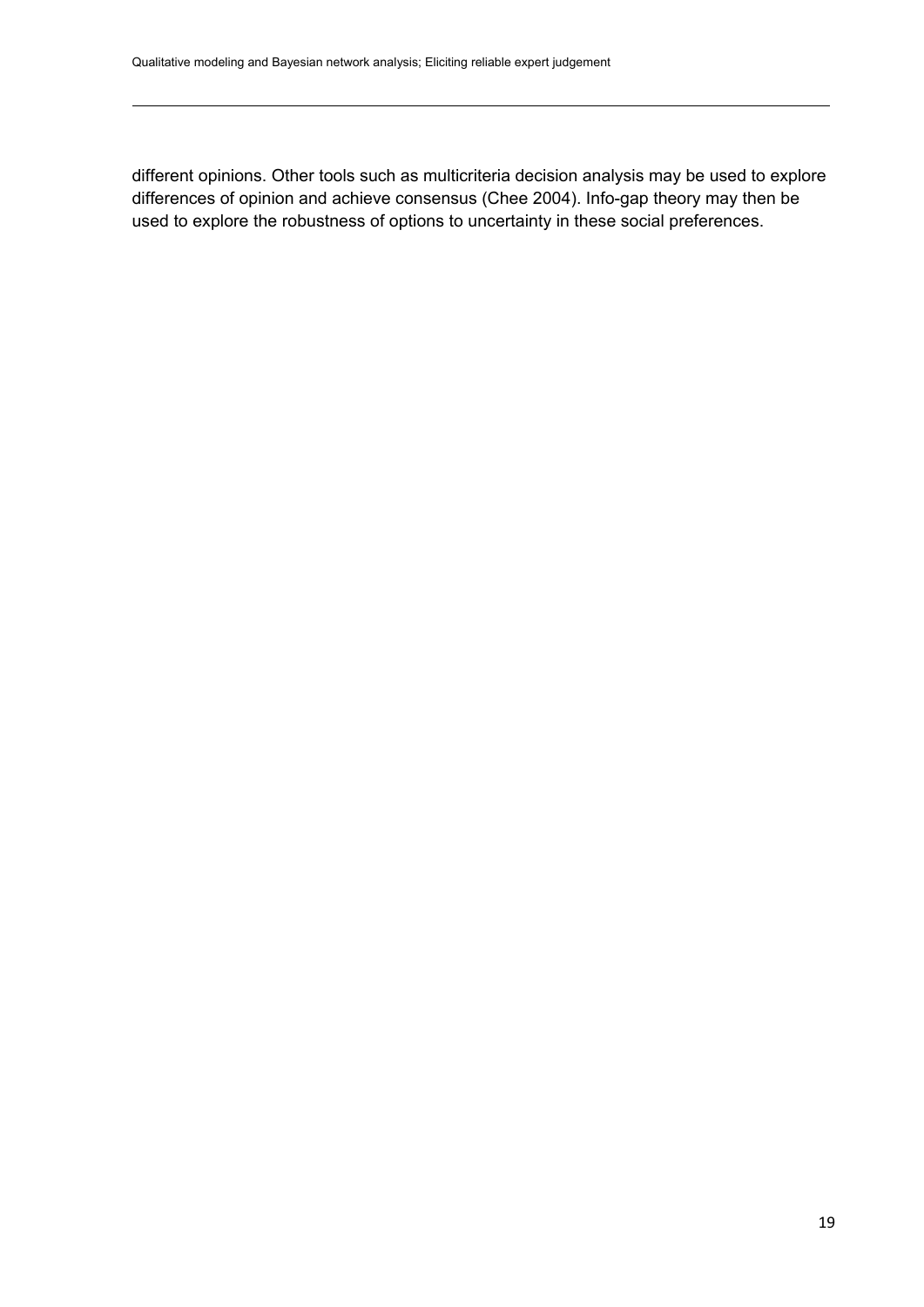different opinions. Other tools such as multicriteria decision analysis may be used to explore differences of opinion and achieve consensus (Chee 2004). Info-gap theory may then be used to explore the robustness of options to uncertainty in these social preferences.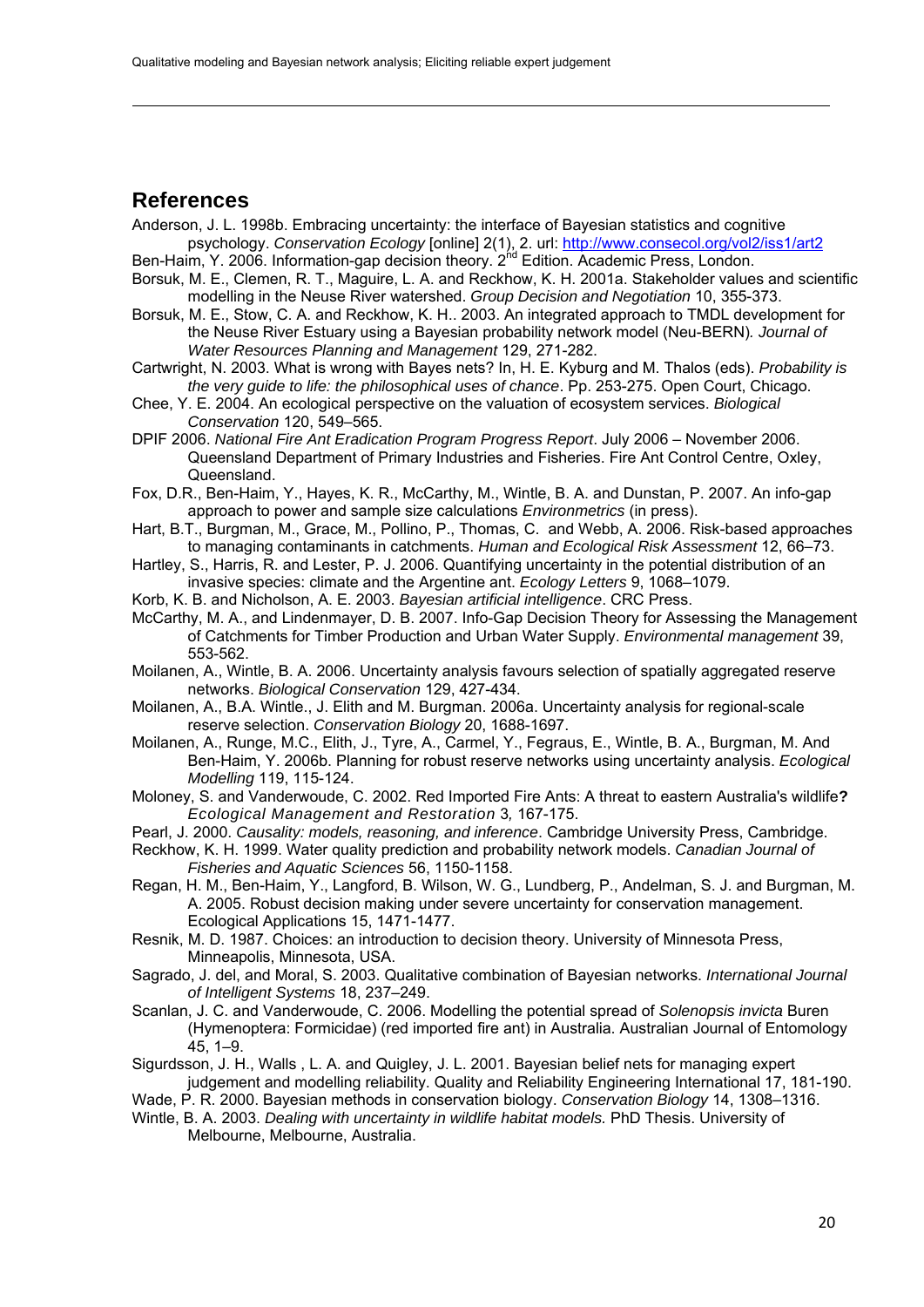## References

Anderson, J. L. 1998b. Embracing uncertainty: the interface of Bayesian statistics and cognitive psychology. *Conservation Ecology* [online] 2(1), 2. url: http://www.consecol.org/vol2/iss1/art2

Ben-Haim, Y. 2006. Information-gap decision theory. 2nd Edition. Academic Press, London.

Borsuk, M. E., Clemen, R. T., Maguire, L. A. and Reckhow, K. H. 2001a. Stakeholder values and scientific modelling in the Neuse River watershed. *Group Decision and Negotiation* 10, 355-373.

Borsuk, M. E., Stow, C. A. and Reckhow, K. H.. 2003. An integrated approach to TMDL development for the Neuse River Estuary using a Bayesian probability network model (Neu-BERN). *Journal of Water Resources Planning and Management* 129, 271-282.

Cartwright, N. 2003. What is wrong with Bayes nets? In, H. E. Kyburg and M. Thalos (eds). *Probability is the very guide to life: the philosophical uses of chance*. Pp. 253-275. Open Court, Chicago.

Chee, Y. E. 2004. An ecological perspective on the valuation of ecosystem services. *Biological Conservation* 120, 549–565.

DPIF 2006. *National Fire Ant Eradication Program Progress Report*. July 2006 – November 2006. Queensland Department of Primary Industries and Fisheries. Fire Ant Control Centre, Oxley, Queensland.

Fox, D.R., Ben-Haim, Y., Hayes, K. R., McCarthy, M., Wintle, B. A. and Dunstan, P. 2007. An info-gap approach to power and sample size calculations *Environmetrics* (in press).

Hart, B.T., Burgman, M., Grace, M., Pollino, P., Thomas, C. and Webb, A. 2006. Risk-based approaches to managing contaminants in catchments. *Human and Ecological Risk Assessment* 12, 66–73.

Hartley, S., Harris, R. and Lester, P. J. 2006. Quantifying uncertainty in the potential distribution of an invasive species: climate and the Argentine ant. *Ecology Letters* 9, 1068–1079.

Korb, K. B. and Nicholson, A. E. 2003. *Bayesian artificial intelligence*. CRC Press.

McCarthy, M. A., and Lindenmayer, D. B. 2007. Info-Gap Decision Theory for Assessing the Management of Catchments for Timber Production and Urban Water Supply. *Environmental management* 39, 553-562.

Moilanen, A., Wintle, B. A. 2006. Uncertainty analysis favours selection of spatially aggregated reserve networks. *Biological Conservation* 129, 427-434.

Moilanen, A., B.A. Wintle., J. Elith and M. Burgman. 2006a. Uncertainty analysis for regional-scale reserve selection. *Conservation Biology* 20, 1688-1697.

Moilanen, A., Runge, M.C., Elith, J., Tyre, A., Carmel, Y., Fegraus, E., Wintle, B. A., Burgman, M. And Ben-Haim, Y. 2006b. Planning for robust reserve networks using uncertainty analysis. *Ecological Modelling* 119, 115-124.

Moloney, S. and Vanderwoude, C. 2002. Red Imported Fire Ants: A threat to eastern Australia's wildlife**?** *Ecological Management and Restoration* 3, 167-175.

Pearl, J. 2000. *Causality: models, reasoning, and inference*. Cambridge University Press, Cambridge.

Reckhow, K. H. 1999. Water quality prediction and probability network models. *Canadian Journal of Fisheries and Aquatic Sciences* 56, 1150-1158.

Regan, H. M., Ben-Haim, Y., Langford, B. Wilson, W. G., Lundberg, P., Andelman, S. J. and Burgman, M. A. 2005. Robust decision making under severe uncertainty for conservation management. Ecological Applications 15, 1471-1477.

Resnik, M. D. 1987. Choices: an introduction to decision theory. University of Minnesota Press, Minneapolis, Minnesota, USA.

Sagrado, J. del, and Moral, S. 2003. Qualitative combination of Bayesian networks. *International Journal of Intelligent Systems* 18, 237–249.

Scanlan, J. C. and Vanderwoude, C. 2006. Modelling the potential spread of *Solenopsis invicta* Buren (Hymenoptera: Formicidae) (red imported fire ant) in Australia. Australian Journal of Entomology 45, 1–9.

Sigurdsson, J. H., Walls , L. A. and Quigley, J. L. 2001. Bayesian belief nets for managing expert judgement and modelling reliability. Quality and Reliability Engineering International 17, 181-190.

Wade, P. R. 2000. Bayesian methods in conservation biology. *Conservation Biology* 14, 1308–1316.

Wintle, B. A. 2003. *Dealing with uncertainty in wildlife habitat models.* PhD Thesis. University of Melbourne, Melbourne, Australia.